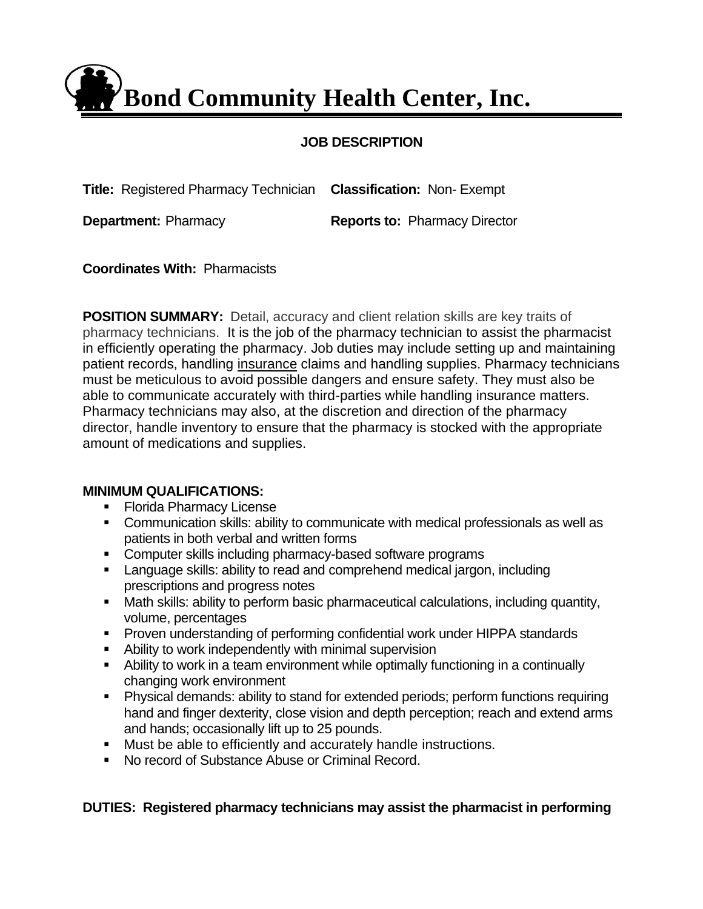# Bond Community Health Center, Inc.

## JOB DESCRIPTION

**Title:** Registered Pharmacy Technician **Classification:** Non- Exempt

**Department:** Pharmacy **Reports to:** Pharmacy Director

**Coordinates With:** Pharmacists

**POSITION SUMMARY:** Detail, accuracy and client relation skills are key traits of pharmacy technicians. It is the job of the pharmacy technician to assist the pharmacist in efficiently operating the pharmacy. Job duties may include setting up and maintaining patient records, handling insurance claims and handling supplies. Pharmacy technicians must be meticulous to avoid possible dangers and ensure safety. They must also be able to communicate accurately with third-parties while handling insurance matters. Pharmacy technicians may also, at the discretion and direction of the pharmacy director, handle inventory to ensure that the pharmacy is stocked with the appropriate amount of medications and supplies.

**MINIMUM QUALIFICATIONS:**

- Florida Pharmacy License
- Communication skills: ability to communicate with medical professionals as well as patients in both verbal and written forms
- Computer skills including pharmacy-based software programs
- Language skills: ability to read and comprehend medical jargon, including prescriptions and progress notes
- Math skills: ability to perform basic pharmaceutical calculations, including quantity, volume, percentages
- Proven understanding of performing confidential work under HIPPA standards
- Ability to work independently with minimal supervision
- Ability to work in a team environment while optimally functioning in a continually changing work environment
- Physical demands: ability to stand for extended periods; perform functions requiring hand and finger dexterity, close vision and depth perception; reach and extend arms and hands; occasionally lift up to 25 pounds.
- Must be able to efficiently and accurately handle instructions.
- No record of Substance Abuse or Criminal Record.

**DUTIES: Registered pharmacy technicians may assist the pharmacist in performing**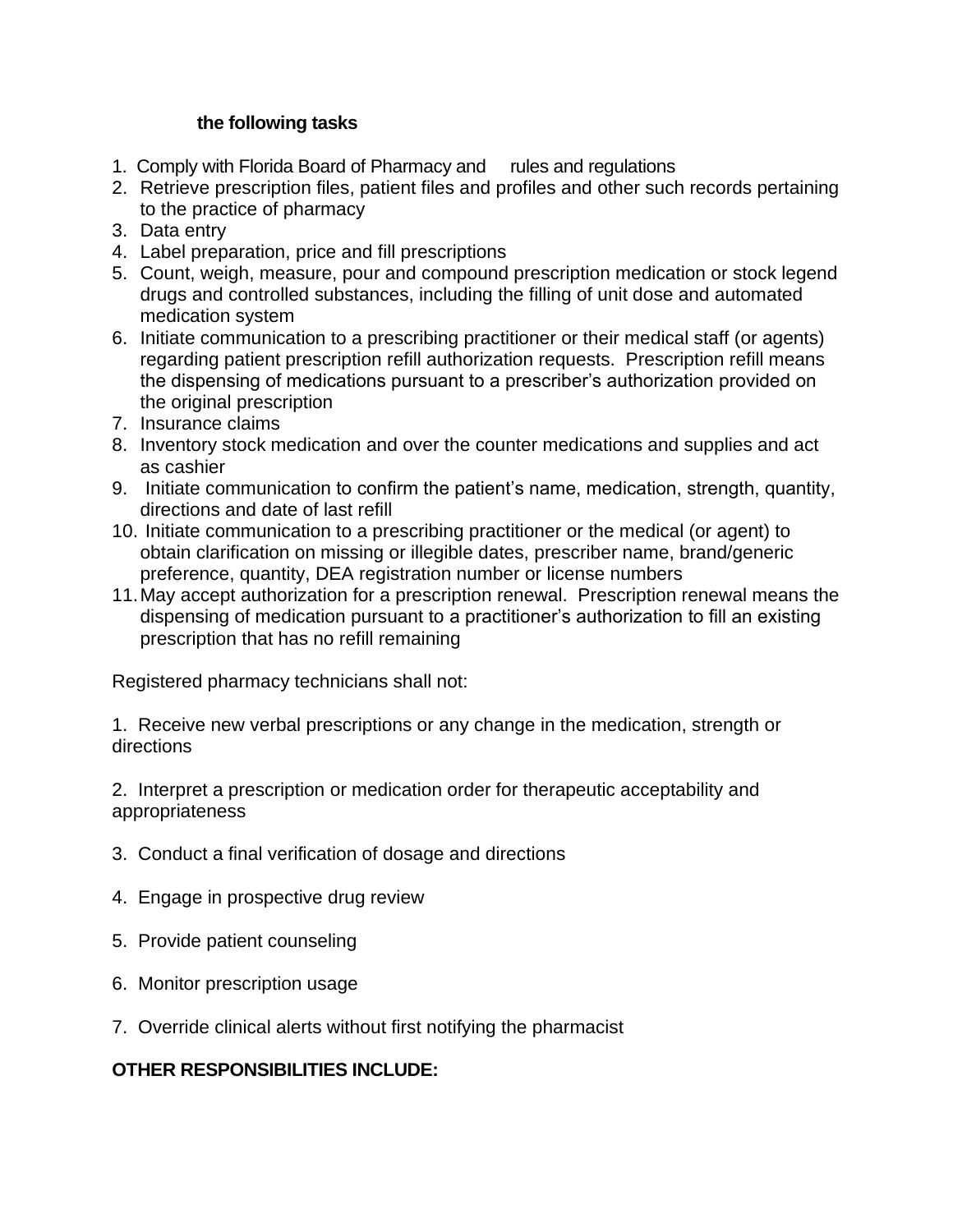**the following tasks**

1. Comply with Florida Board of Pharmacy and rules and regulations
2. Retrieve prescription files, patient files and profiles and other such records pertaining to the practice of pharmacy
3. Data entry
4. Label preparation, price and fill prescriptions
5. Count, weigh, measure, pour and compound prescription medication or stock legend drugs and controlled substances, including the filling of unit dose and automated medication system
6. Initiate communication to a prescribing practitioner or their medical staff (or agents) regarding patient prescription refill authorization requests. Prescription refill means the dispensing of medications pursuant to a prescriber's authorization provided on the original prescription
7. Insurance claims
8. Inventory stock medication and over the counter medications and supplies and act as cashier
9. Initiate communication to confirm the patient's name, medication, strength, quantity, directions and date of last refill
10. Initiate communication to a prescribing practitioner or the medical (or agent) to obtain clarification on missing or illegible dates, prescriber name, brand/generic preference, quantity, DEA registration number or license numbers
11. May accept authorization for a prescription renewal. Prescription renewal means the dispensing of medication pursuant to a practitioner's authorization to fill an existing prescription that has no refill remaining

Registered pharmacy technicians shall not:

1. Receive new verbal prescriptions or any change in the medication, strength or directions

2. Interpret a prescription or medication order for therapeutic acceptability and appropriateness

3. Conduct a final verification of dosage and directions

4. Engage in prospective drug review

5. Provide patient counseling

6. Monitor prescription usage

7. Override clinical alerts without first notifying the pharmacist

**OTHER RESPONSIBILITIES INCLUDE:**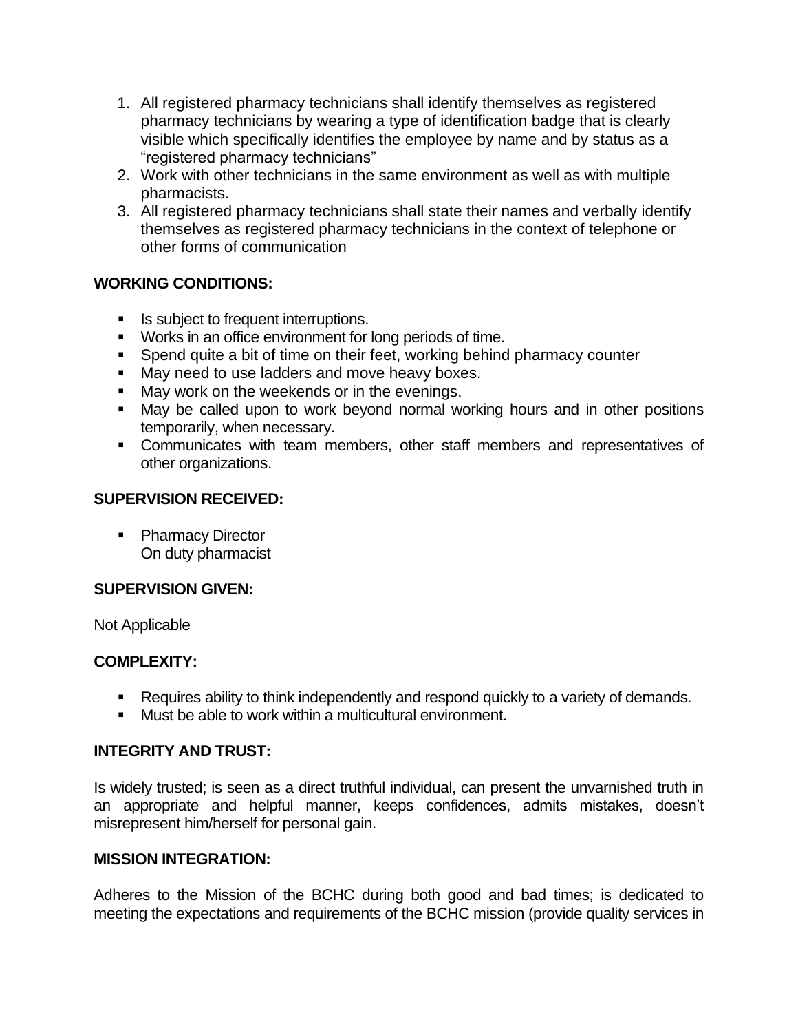1. All registered pharmacy technicians shall identify themselves as registered pharmacy technicians by wearing a type of identification badge that is clearly visible which specifically identifies the employee by name and by status as a "registered pharmacy technicians"
2. Work with other technicians in the same environment as well as with multiple pharmacists.
3. All registered pharmacy technicians shall state their names and verbally identify themselves as registered pharmacy technicians in the context of telephone or other forms of communication

**WORKING CONDITIONS:**

- Is subject to frequent interruptions.
- Works in an office environment for long periods of time.
- Spend quite a bit of time on their feet, working behind pharmacy counter
- May need to use ladders and move heavy boxes.
- May work on the weekends or in the evenings.
- May be called upon to work beyond normal working hours and in other positions temporarily, when necessary.
- Communicates with team members, other staff members and representatives of other organizations.

**SUPERVISION RECEIVED:**

- Pharmacy Director
  On duty pharmacist

**SUPERVISION GIVEN:**

Not Applicable

**COMPLEXITY:**

- Requires ability to think independently and respond quickly to a variety of demands.
- Must be able to work within a multicultural environment.

**INTEGRITY AND TRUST:**

Is widely trusted; is seen as a direct truthful individual, can present the unvarnished truth in an appropriate and helpful manner, keeps confidences, admits mistakes, doesn't misrepresent him/herself for personal gain.

**MISSION INTEGRATION:**

Adheres to the Mission of the BCHC during both good and bad times; is dedicated to meeting the expectations and requirements of the BCHC mission (provide quality services in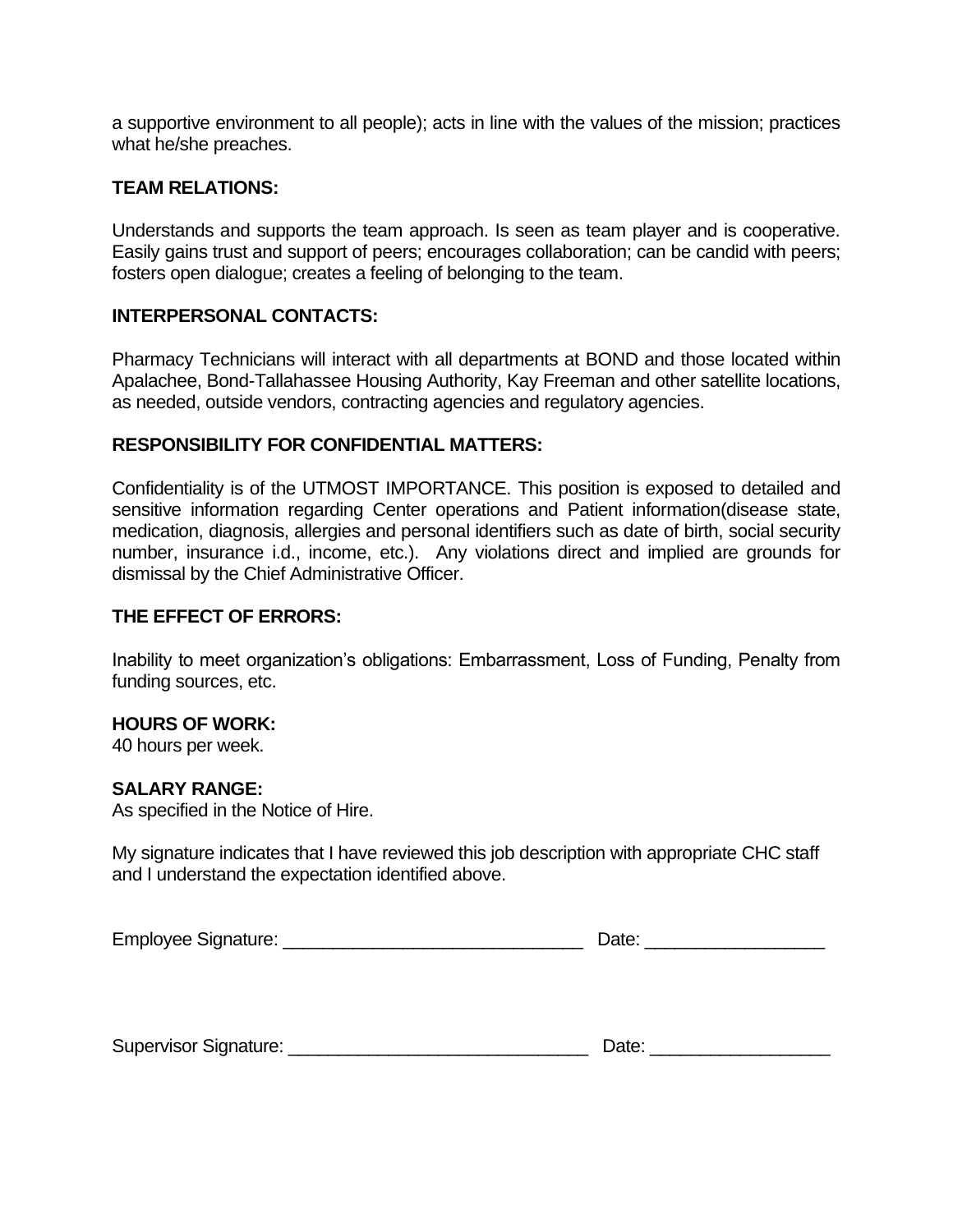a supportive environment to all people); acts in line with the values of the mission; practices what he/she preaches.

**TEAM RELATIONS:**

Understands and supports the team approach. Is seen as team player and is cooperative. Easily gains trust and support of peers; encourages collaboration; can be candid with peers; fosters open dialogue; creates a feeling of belonging to the team.

**INTERPERSONAL CONTACTS:**

Pharmacy Technicians will interact with all departments at BOND and those located within Apalachee, Bond-Tallahassee Housing Authority, Kay Freeman and other satellite locations, as needed, outside vendors, contracting agencies and regulatory agencies.

**RESPONSIBILITY FOR CONFIDENTIAL MATTERS:**

Confidentiality is of the UTMOST IMPORTANCE. This position is exposed to detailed and sensitive information regarding Center operations and Patient information(disease state, medication, diagnosis, allergies and personal identifiers such as date of birth, social security number, insurance i.d., income, etc.). Any violations direct and implied are grounds for dismissal by the Chief Administrative Officer.

**THE EFFECT OF ERRORS:**

Inability to meet organization's obligations: Embarrassment, Loss of Funding, Penalty from funding sources, etc.

**HOURS OF WORK:**
40 hours per week.

**SALARY RANGE:**
As specified in the Notice of Hire.

My signature indicates that I have reviewed this job description with appropriate CHC staff and I understand the expectation identified above.

Employee Signature: ______________________________ Date: _________________

Supervisor Signature: ______________________________ Date: _________________